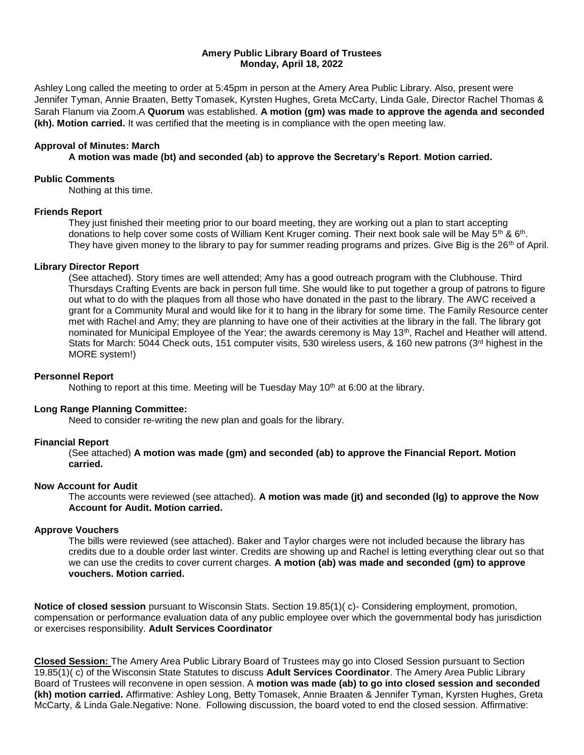**Amery Public Library Board of Trustees**
**Monday, April 18, 2022**

Ashley Long called the meeting to order at 5:45pm in person at the Amery Area Public Library. Also, present were Jennifer Tyman, Annie Braaten, Betty Tomasek, Kyrsten Hughes, Greta McCarty, Linda Gale, Director Rachel Thomas & Sarah Flanum via Zoom.A **Quorum** was established. **A motion (gm) was made to approve the agenda and seconded (kh). Motion carried.** It was certified that the meeting is in compliance with the open meeting law.

**Approval of Minutes: March**

**A motion was made (bt) and seconded (ab) to approve the Secretary's Report**. **Motion carried.**

**Public Comments**

Nothing at this time.

**Friends Report**

They just finished their meeting prior to our board meeting, they are working out a plan to start accepting donations to help cover some costs of William Kent Kruger coming. Their next book sale will be May 5th & 6th. They have given money to the library to pay for summer reading programs and prizes. Give Big is the 26th of April.

**Library Director Report**

(See attached). Story times are well attended; Amy has a good outreach program with the Clubhouse. Third Thursdays Crafting Events are back in person full time. She would like to put together a group of patrons to figure out what to do with the plaques from all those who have donated in the past to the library. The AWC received a grant for a Community Mural and would like for it to hang in the library for some time. The Family Resource center met with Rachel and Amy; they are planning to have one of their activities at the library in the fall. The library got nominated for Municipal Employee of the Year; the awards ceremony is May 13th, Rachel and Heather will attend. Stats for March: 5044 Check outs, 151 computer visits, 530 wireless users, & 160 new patrons (3rd highest in the MORE system!)

**Personnel Report**

Nothing to report at this time. Meeting will be Tuesday May 10th at 6:00 at the library.

**Long Range Planning Committee:**

Need to consider re-writing the new plan and goals for the library.

**Financial Report**

(See attached) **A motion was made (gm) and seconded (ab) to approve the Financial Report. Motion carried.**

**Now Account for Audit**

The accounts were reviewed (see attached). **A motion was made (jt) and seconded (lg) to approve the Now Account for Audit. Motion carried.**

**Approve Vouchers**

The bills were reviewed (see attached). Baker and Taylor charges were not included because the library has credits due to a double order last winter. Credits are showing up and Rachel is letting everything clear out so that we can use the credits to cover current charges. **A motion (ab) was made and seconded (gm) to approve vouchers. Motion carried.**

**Notice of closed session** pursuant to Wisconsin Stats. Section 19.85(1)( c)- Considering employment, promotion, compensation or performance evaluation data of any public employee over which the governmental body has jurisdiction or exercises responsibility. **Adult Services Coordinator**

**Closed Session:** The Amery Area Public Library Board of Trustees may go into Closed Session pursuant to Section 19.85(1)( c) of the Wisconsin State Statutes to discuss **Adult Services Coordinator**. The Amery Area Public Library Board of Trustees will reconvene in open session. A **motion was made (ab) to go into closed session and seconded (kh) motion carried.** Affirmative: Ashley Long, Betty Tomasek, Annie Braaten & Jennifer Tyman, Kyrsten Hughes, Greta McCarty, & Linda Gale.Negative: None. Following discussion, the board voted to end the closed session. Affirmative: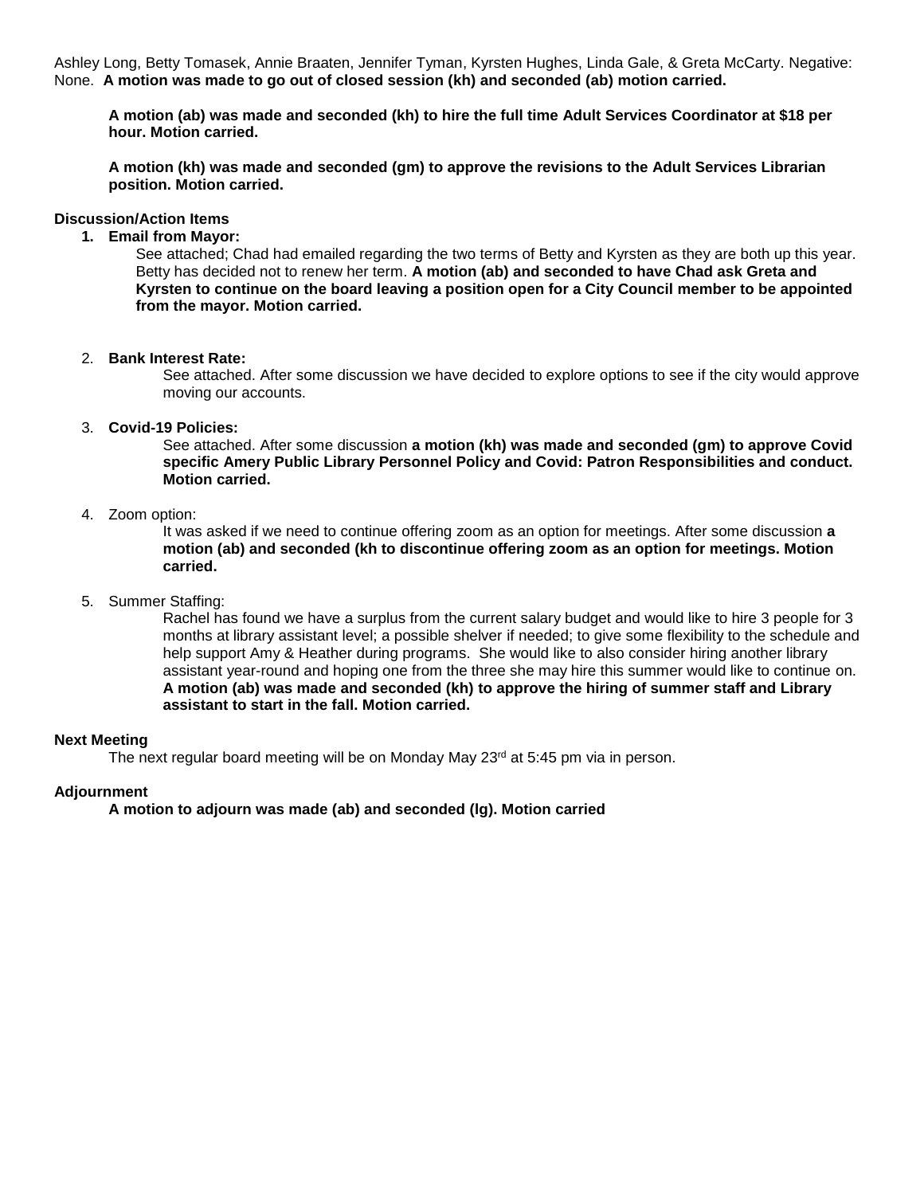Ashley Long, Betty Tomasek, Annie Braaten, Jennifer Tyman, Kyrsten Hughes, Linda Gale, & Greta McCarty. Negative: None. **A motion was made to go out of closed session (kh) and seconded (ab) motion carried.**

**A motion (ab) was made and seconded (kh) to hire the full time Adult Services Coordinator at $18 per hour. Motion carried.**

**A motion (kh) was made and seconded (gm) to approve the revisions to the Adult Services Librarian position. Motion carried.**

**Discussion/Action Items**

1. **Email from Mayor:**
   See attached; Chad had emailed regarding the two terms of Betty and Kyrsten as they are both up this year. Betty has decided not to renew her term. **A motion (ab) and seconded to have Chad ask Greta and Kyrsten to continue on the board leaving a position open for a City Council member to be appointed from the mayor. Motion carried.**

2. **Bank Interest Rate:**
   See attached. After some discussion we have decided to explore options to see if the city would approve moving our accounts.

3. **Covid-19 Policies:**
   See attached. After some discussion **a motion (kh) was made and seconded (gm) to approve Covid specific Amery Public Library Personnel Policy and Covid: Patron Responsibilities and conduct. Motion carried.**

4. Zoom option:
   It was asked if we need to continue offering zoom as an option for meetings. After some discussion **a motion (ab) and seconded (kh to discontinue offering zoom as an option for meetings. Motion carried.**

5. Summer Staffing:
   Rachel has found we have a surplus from the current salary budget and would like to hire 3 people for 3 months at library assistant level; a possible shelver if needed; to give some flexibility to the schedule and help support Amy & Heather during programs. She would like to also consider hiring another library assistant year-round and hoping one from the three she may hire this summer would like to continue on. **A motion (ab) was made and seconded (kh) to approve the hiring of summer staff and Library assistant to start in the fall. Motion carried.**

**Next Meeting**

The next regular board meeting will be on Monday May 23rd at 5:45 pm via in person.

**Adjournment**

**A motion to adjourn was made (ab) and seconded (lg). Motion carried**